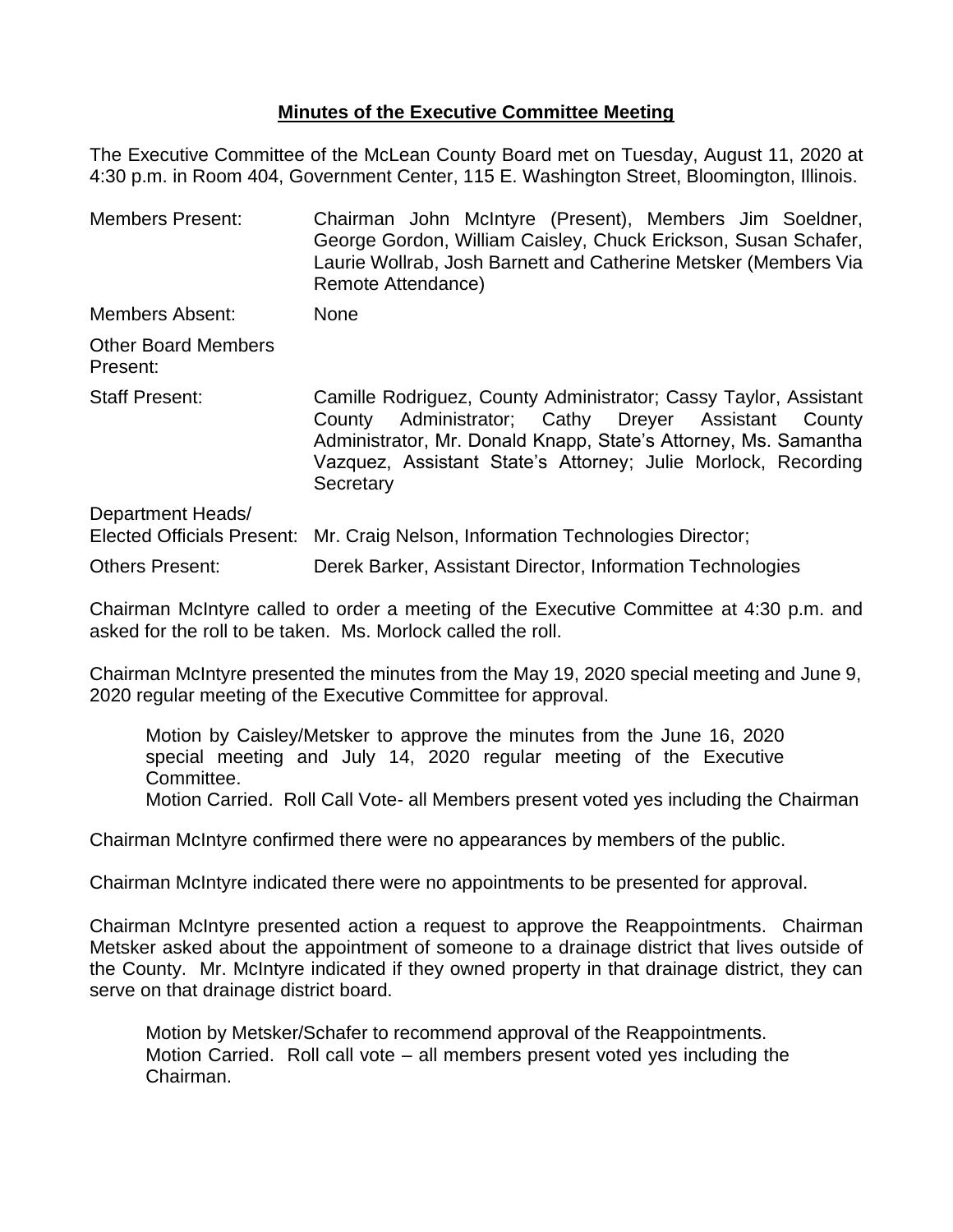## Minutes of the Executive Committee Meeting

The Executive Committee of the McLean County Board met on Tuesday, August 11, 2020 at 4:30 p.m. in Room 404, Government Center, 115 E. Washington Street, Bloomington, Illinois.

| | |
|---|---|
| Members Present: | Chairman John McIntyre (Present), Members Jim Soeldner, George Gordon, William Caisley, Chuck Erickson, Susan Schafer, Laurie Wollrab, Josh Barnett and Catherine Metsker (Members Via Remote Attendance) |
| Members Absent: | None |
| Other Board Members Present: | |
| Staff Present: | Camille Rodriguez, County Administrator; Cassy Taylor, Assistant County Administrator; Cathy Dreyer Assistant County Administrator, Mr. Donald Knapp, State's Attorney, Ms. Samantha Vazquez, Assistant State's Attorney; Julie Morlock, Recording Secretary |
| Department Heads/ Elected Officials Present: | Mr. Craig Nelson, Information Technologies Director; |
| Others Present: | Derek Barker, Assistant Director, Information Technologies |

Chairman McIntyre called to order a meeting of the Executive Committee at 4:30 p.m. and asked for the roll to be taken. Ms. Morlock called the roll.

Chairman McIntyre presented the minutes from the May 19, 2020 special meeting and June 9, 2020 regular meeting of the Executive Committee for approval.

> Motion by Caisley/Metsker to approve the minutes from the June 16, 2020 special meeting and July 14, 2020 regular meeting of the Executive Committee.
> Motion Carried. Roll Call Vote- all Members present voted yes including the Chairman

Chairman McIntyre confirmed there were no appearances by members of the public.

Chairman McIntyre indicated there were no appointments to be presented for approval.

Chairman McIntyre presented action a request to approve the Reappointments. Chairman Metsker asked about the appointment of someone to a drainage district that lives outside of the County. Mr. McIntyre indicated if they owned property in that drainage district, they can serve on that drainage district board.

> Motion by Metsker/Schafer to recommend approval of the Reappointments.
> Motion Carried. Roll call vote – all members present voted yes including the Chairman.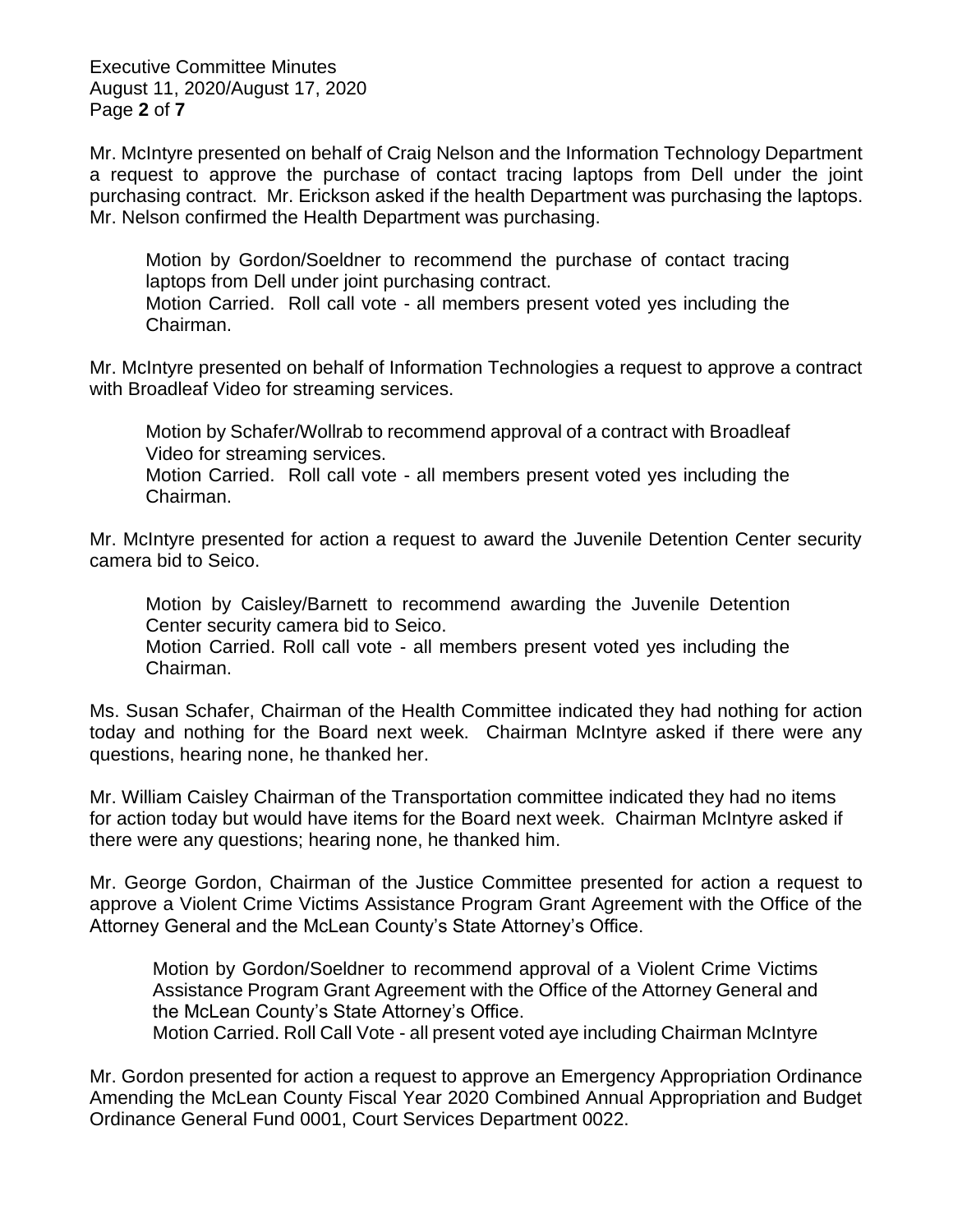Mr. McIntyre presented on behalf of Craig Nelson and the Information Technology Department a request to approve the purchase of contact tracing laptops from Dell under the joint purchasing contract. Mr. Erickson asked if the health Department was purchasing the laptops. Mr. Nelson confirmed the Health Department was purchasing.

> Motion by Gordon/Soeldner to recommend the purchase of contact tracing laptops from Dell under joint purchasing contract.
> Motion Carried. Roll call vote - all members present voted yes including the Chairman.

Mr. McIntyre presented on behalf of Information Technologies a request to approve a contract with Broadleaf Video for streaming services.

> Motion by Schafer/Wollrab to recommend approval of a contract with Broadleaf Video for streaming services.
> Motion Carried. Roll call vote - all members present voted yes including the Chairman.

Mr. McIntyre presented for action a request to award the Juvenile Detention Center security camera bid to Seico.

> Motion by Caisley/Barnett to recommend awarding the Juvenile Detention Center security camera bid to Seico.
> Motion Carried. Roll call vote - all members present voted yes including the Chairman.

Ms. Susan Schafer, Chairman of the Health Committee indicated they had nothing for action today and nothing for the Board next week. Chairman McIntyre asked if there were any questions, hearing none, he thanked her.

Mr. William Caisley Chairman of the Transportation committee indicated they had no items for action today but would have items for the Board next week. Chairman McIntyre asked if there were any questions; hearing none, he thanked him.

Mr. George Gordon, Chairman of the Justice Committee presented for action a request to approve a Violent Crime Victims Assistance Program Grant Agreement with the Office of the Attorney General and the McLean County's State Attorney's Office.

> Motion by Gordon/Soeldner to recommend approval of a Violent Crime Victims Assistance Program Grant Agreement with the Office of the Attorney General and the McLean County's State Attorney's Office.
> Motion Carried. Roll Call Vote - all present voted aye including Chairman McIntyre

Mr. Gordon presented for action a request to approve an Emergency Appropriation Ordinance Amending the McLean County Fiscal Year 2020 Combined Annual Appropriation and Budget Ordinance General Fund 0001, Court Services Department 0022.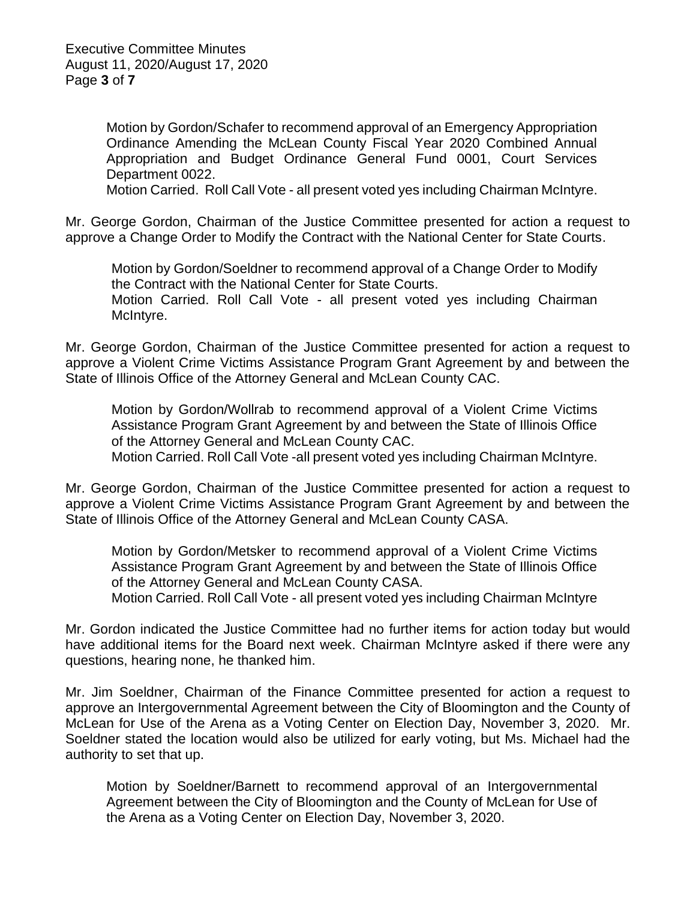Motion by Gordon/Schafer to recommend approval of an Emergency Appropriation Ordinance Amending the McLean County Fiscal Year 2020 Combined Annual Appropriation and Budget Ordinance General Fund 0001, Court Services Department 0022.
Motion Carried. Roll Call Vote - all present voted yes including Chairman McIntyre.

Mr. George Gordon, Chairman of the Justice Committee presented for action a request to approve a Change Order to Modify the Contract with the National Center for State Courts.

Motion by Gordon/Soeldner to recommend approval of a Change Order to Modify the Contract with the National Center for State Courts.
Motion Carried. Roll Call Vote - all present voted yes including Chairman McIntyre.

Mr. George Gordon, Chairman of the Justice Committee presented for action a request to approve a Violent Crime Victims Assistance Program Grant Agreement by and between the State of Illinois Office of the Attorney General and McLean County CAC.

Motion by Gordon/Wollrab to recommend approval of a Violent Crime Victims Assistance Program Grant Agreement by and between the State of Illinois Office of the Attorney General and McLean County CAC.
Motion Carried. Roll Call Vote -all present voted yes including Chairman McIntyre.

Mr. George Gordon, Chairman of the Justice Committee presented for action a request to approve a Violent Crime Victims Assistance Program Grant Agreement by and between the State of Illinois Office of the Attorney General and McLean County CASA.

Motion by Gordon/Metsker to recommend approval of a Violent Crime Victims Assistance Program Grant Agreement by and between the State of Illinois Office of the Attorney General and McLean County CASA.
Motion Carried. Roll Call Vote - all present voted yes including Chairman McIntyre

Mr. Gordon indicated the Justice Committee had no further items for action today but would have additional items for the Board next week. Chairman McIntyre asked if there were any questions, hearing none, he thanked him.

Mr. Jim Soeldner, Chairman of the Finance Committee presented for action a request to approve an Intergovernmental Agreement between the City of Bloomington and the County of McLean for Use of the Arena as a Voting Center on Election Day, November 3, 2020. Mr. Soeldner stated the location would also be utilized for early voting, but Ms. Michael had the authority to set that up.

Motion by Soeldner/Barnett to recommend approval of an Intergovernmental Agreement between the City of Bloomington and the County of McLean for Use of the Arena as a Voting Center on Election Day, November 3, 2020.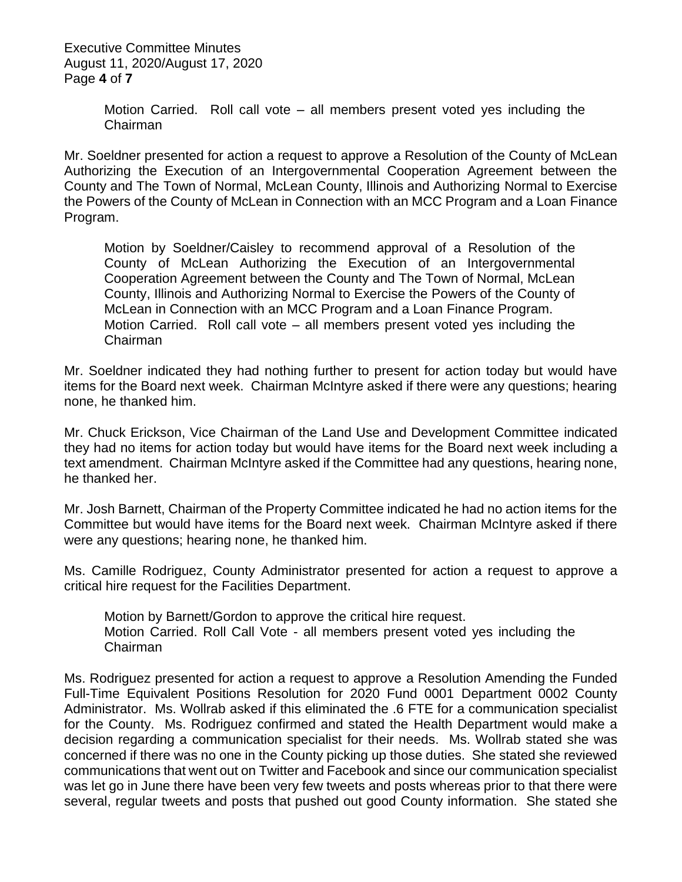Motion Carried. Roll call vote – all members present voted yes including the Chairman

Mr. Soeldner presented for action a request to approve a Resolution of the County of McLean Authorizing the Execution of an Intergovernmental Cooperation Agreement between the County and The Town of Normal, McLean County, Illinois and Authorizing Normal to Exercise the Powers of the County of McLean in Connection with an MCC Program and a Loan Finance Program.

> Motion by Soeldner/Caisley to recommend approval of a Resolution of the County of McLean Authorizing the Execution of an Intergovernmental Cooperation Agreement between the County and The Town of Normal, McLean County, Illinois and Authorizing Normal to Exercise the Powers of the County of McLean in Connection with an MCC Program and a Loan Finance Program.
> Motion Carried. Roll call vote – all members present voted yes including the Chairman

Mr. Soeldner indicated they had nothing further to present for action today but would have items for the Board next week. Chairman McIntyre asked if there were any questions; hearing none, he thanked him.

Mr. Chuck Erickson, Vice Chairman of the Land Use and Development Committee indicated they had no items for action today but would have items for the Board next week including a text amendment. Chairman McIntyre asked if the Committee had any questions, hearing none, he thanked her.

Mr. Josh Barnett, Chairman of the Property Committee indicated he had no action items for the Committee but would have items for the Board next week. Chairman McIntyre asked if there were any questions; hearing none, he thanked him.

Ms. Camille Rodriguez, County Administrator presented for action a request to approve a critical hire request for the Facilities Department.

> Motion by Barnett/Gordon to approve the critical hire request.
> Motion Carried. Roll Call Vote - all members present voted yes including the Chairman

Ms. Rodriguez presented for action a request to approve a Resolution Amending the Funded Full-Time Equivalent Positions Resolution for 2020 Fund 0001 Department 0002 County Administrator. Ms. Wollrab asked if this eliminated the .6 FTE for a communication specialist for the County. Ms. Rodriguez confirmed and stated the Health Department would make a decision regarding a communication specialist for their needs. Ms. Wollrab stated she was concerned if there was no one in the County picking up those duties. She stated she reviewed communications that went out on Twitter and Facebook and since our communication specialist was let go in June there have been very few tweets and posts whereas prior to that there were several, regular tweets and posts that pushed out good County information. She stated she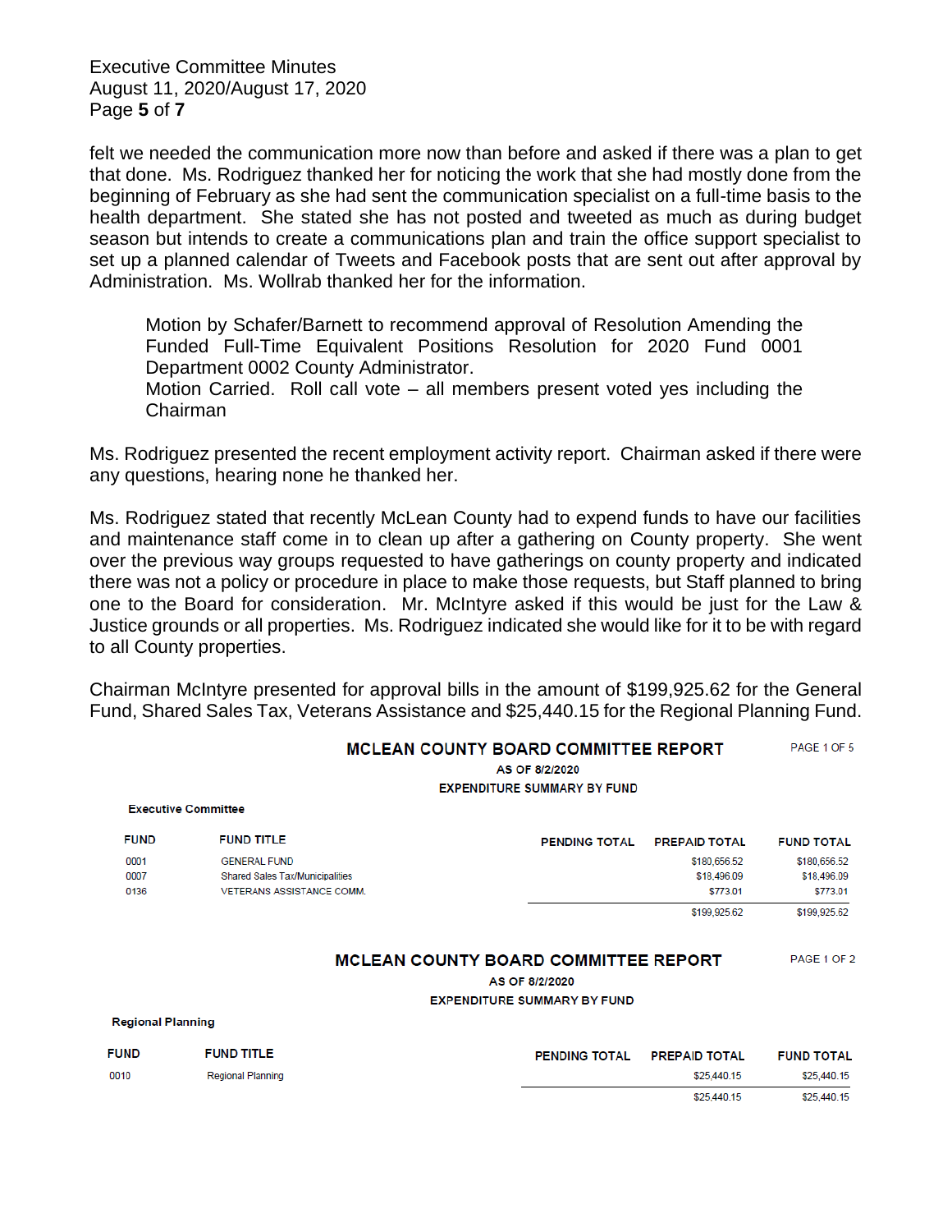felt we needed the communication more now than before and asked if there was a plan to get that done. Ms. Rodriguez thanked her for noticing the work that she had mostly done from the beginning of February as she had sent the communication specialist on a full-time basis to the health department. She stated she has not posted and tweeted as much as during budget season but intends to create a communications plan and train the office support specialist to set up a planned calendar of Tweets and Facebook posts that are sent out after approval by Administration. Ms. Wollrab thanked her for the information.

> Motion by Schafer/Barnett to recommend approval of Resolution Amending the Funded Full-Time Equivalent Positions Resolution for 2020 Fund 0001 Department 0002 County Administrator.
> Motion Carried. Roll call vote – all members present voted yes including the Chairman

Ms. Rodriguez presented the recent employment activity report. Chairman asked if there were any questions, hearing none he thanked her.

Ms. Rodriguez stated that recently McLean County had to expend funds to have our facilities and maintenance staff come in to clean up after a gathering on County property. She went over the previous way groups requested to have gatherings on county property and indicated there was not a policy or procedure in place to make those requests, but Staff planned to bring one to the Board for consideration. Mr. McIntyre asked if this would be just for the Law & Justice grounds or all properties. Ms. Rodriguez indicated she would like for it to be with regard to all County properties.

Chairman McIntyre presented for approval bills in the amount of $199,925.62 for the General Fund, Shared Sales Tax, Veterans Assistance and $25,440.15 for the Regional Planning Fund.

**MCLEAN COUNTY BOARD COMMITTEE REPORT**
PAGE 1 OF 5
**AS OF 8/2/2020**
**EXPENDITURE SUMMARY BY FUND**

**Executive Committee**

| FUND | FUND TITLE | PENDING TOTAL | PREPAID TOTAL | FUND TOTAL |
|---|---|---|---|---|
| 0001 | GENERAL FUND | | $180,656.52 | $180,656.52 |
| 0007 | Shared Sales Tax/Municipalities | | $18,496.09 | $18,496.09 |
| 0136 | VETERANS ASSISTANCE COMM. | | $773.01 | $773.01 |
| | | | $199,925.62 | $199,925.62 |

**MCLEAN COUNTY BOARD COMMITTEE REPORT**
PAGE 1 OF 2
**AS OF 8/2/2020**
**EXPENDITURE SUMMARY BY FUND**

**Regional Planning**

| FUND | FUND TITLE | PENDING TOTAL | PREPAID TOTAL | FUND TOTAL |
|---|---|---|---|---|
| 0010 | Regional Planning | | $25,440.15 | $25,440.15 |
| | | | $25,440.15 | $25,440.15 |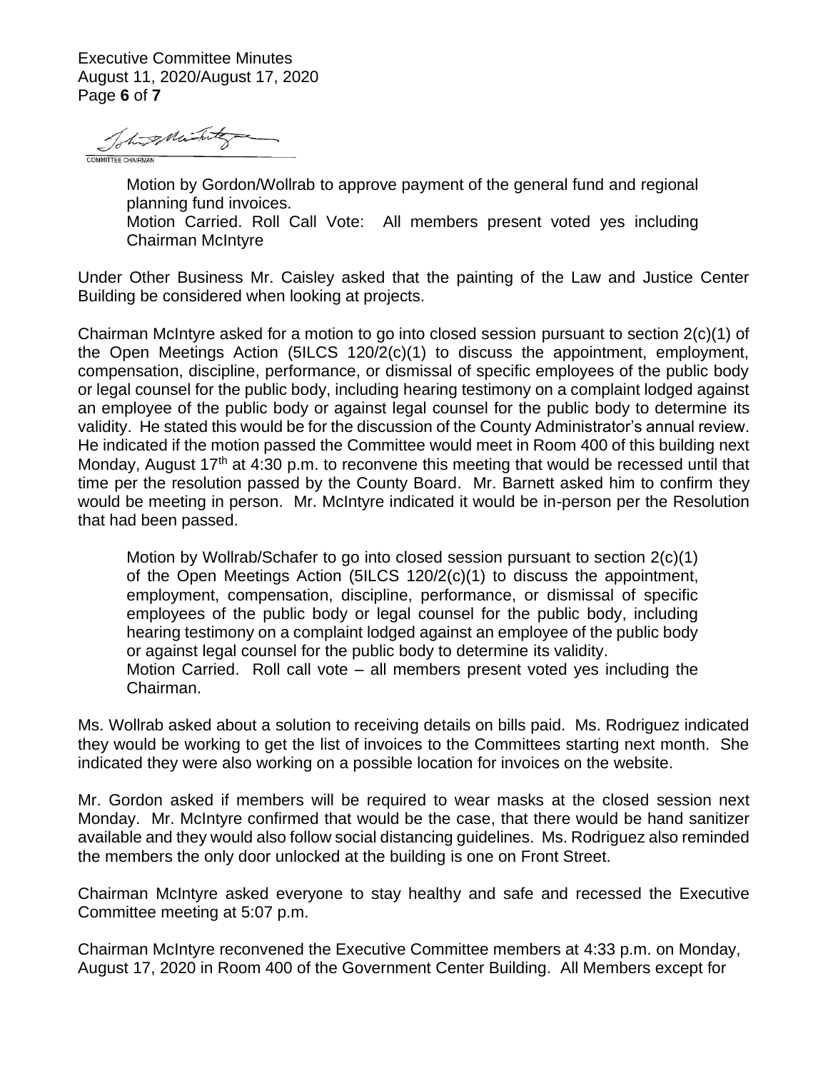COMMITTEE CHAIRMAN

> Motion by Gordon/Wollrab to approve payment of the general fund and regional planning fund invoices.
> Motion Carried. Roll Call Vote: All members present voted yes including Chairman McIntyre

Under Other Business Mr. Caisley asked that the painting of the Law and Justice Center Building be considered when looking at projects.

Chairman McIntyre asked for a motion to go into closed session pursuant to section 2(c)(1) of the Open Meetings Action (5ILCS 120/2(c)(1) to discuss the appointment, employment, compensation, discipline, performance, or dismissal of specific employees of the public body or legal counsel for the public body, including hearing testimony on a complaint lodged against an employee of the public body or against legal counsel for the public body to determine its validity. He stated this would be for the discussion of the County Administrator's annual review. He indicated if the motion passed the Committee would meet in Room 400 of this building next Monday, August 17th at 4:30 p.m. to reconvene this meeting that would be recessed until that time per the resolution passed by the County Board. Mr. Barnett asked him to confirm they would be meeting in person. Mr. McIntyre indicated it would be in-person per the Resolution that had been passed.

> Motion by Wollrab/Schafer to go into closed session pursuant to section 2(c)(1) of the Open Meetings Action (5ILCS 120/2(c)(1) to discuss the appointment, employment, compensation, discipline, performance, or dismissal of specific employees of the public body or legal counsel for the public body, including hearing testimony on a complaint lodged against an employee of the public body or against legal counsel for the public body to determine its validity.
> Motion Carried. Roll call vote – all members present voted yes including the Chairman.

Ms. Wollrab asked about a solution to receiving details on bills paid. Ms. Rodriguez indicated they would be working to get the list of invoices to the Committees starting next month. She indicated they were also working on a possible location for invoices on the website.

Mr. Gordon asked if members will be required to wear masks at the closed session next Monday. Mr. McIntyre confirmed that would be the case, that there would be hand sanitizer available and they would also follow social distancing guidelines. Ms. Rodriguez also reminded the members the only door unlocked at the building is one on Front Street.

Chairman McIntyre asked everyone to stay healthy and safe and recessed the Executive Committee meeting at 5:07 p.m.

Chairman McIntyre reconvened the Executive Committee members at 4:33 p.m. on Monday, August 17, 2020 in Room 400 of the Government Center Building. All Members except for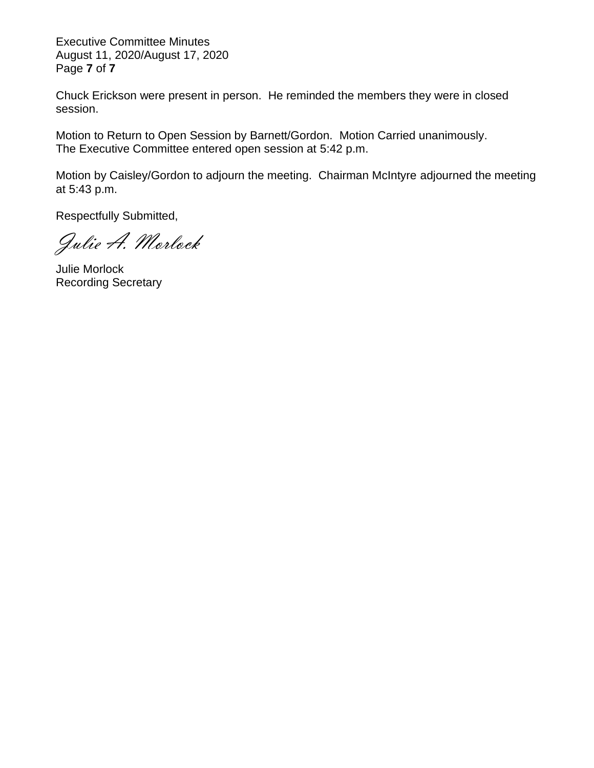Chuck Erickson were present in person. He reminded the members they were in closed session.

Motion to Return to Open Session by Barnett/Gordon. Motion Carried unanimously. The Executive Committee entered open session at 5:42 p.m.

Motion by Caisley/Gordon to adjourn the meeting. Chairman McIntyre adjourned the meeting at 5:43 p.m.

Respectfully Submitted,

*Julie A. Morlock*

Julie Morlock
Recording Secretary